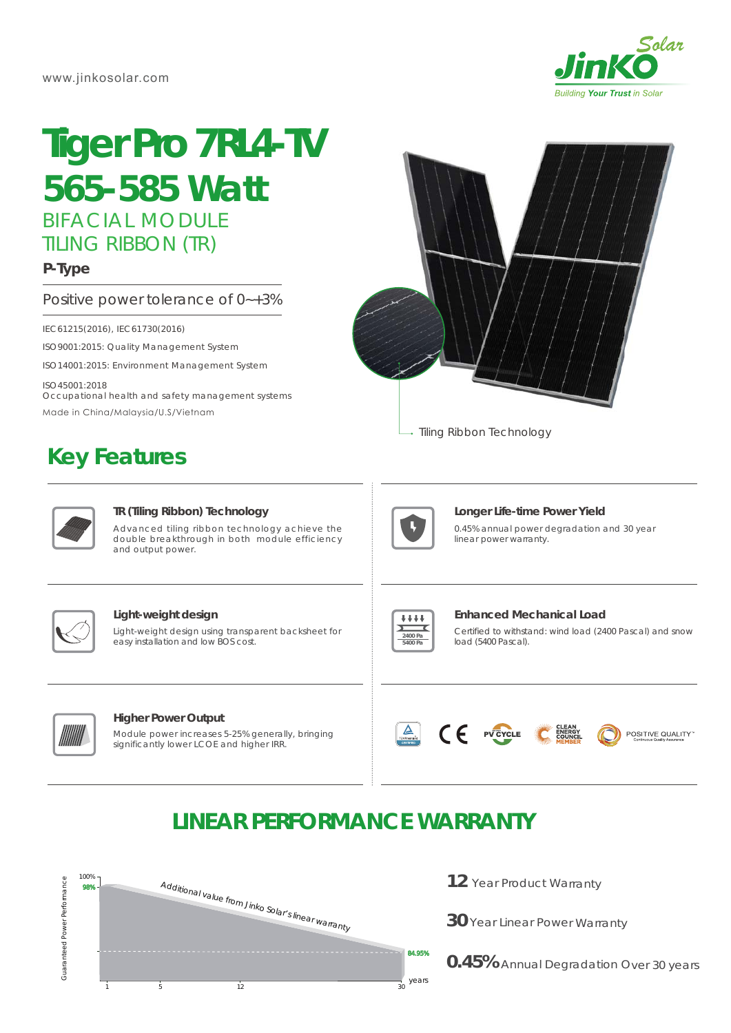www.jinkosolar.com

# Tiger Pro 7RL4-TV 565-585 Watt

## BIFACIAL MODULE TILING RIBBON (TR)

**P-Type**

Positive power tolerance of 0~+3%

IEC 61215(2016), IEC 61730(2016)

ISO 9001:2015: Quality Management System

ISO 14001:2015: Environment Management System

ISO 45001:2018
Occupational health and safety management systems

Made in China/Malaysia/U.S/Vietnam

Tiling Ribbon Technology

## Key Features

### TR (Tiling Ribbon) Technology

Advanced tiling ribbon technology achieve the double breakthrough in both module efficiency and output power.

### Longer Life-time Power Yield

0.45% annual power degradation and 30 year linear power warranty.

### Light-weight design

Light-weight design using transparent backsheet for easy installation and low BOS cost.

### Enhanced Mechanical Load

Certified to withstand: wind load (2400 Pascal) and snow load (5400 Pascal).

### Higher Power Output

Module power increases 5-25% generally, bringing significantly lower LCOE and higher IRR.

## LINEAR PERFORMANCE WARRANTY

Guaranteed Power Performance
100%
98%
Additional value from Jinko Solar's linear warranty
84.95%
1
5
12
30
years

**12** Year Product Warranty

**30** Year Linear Power Warranty

**0.45%** Annual Degradation Over 30 years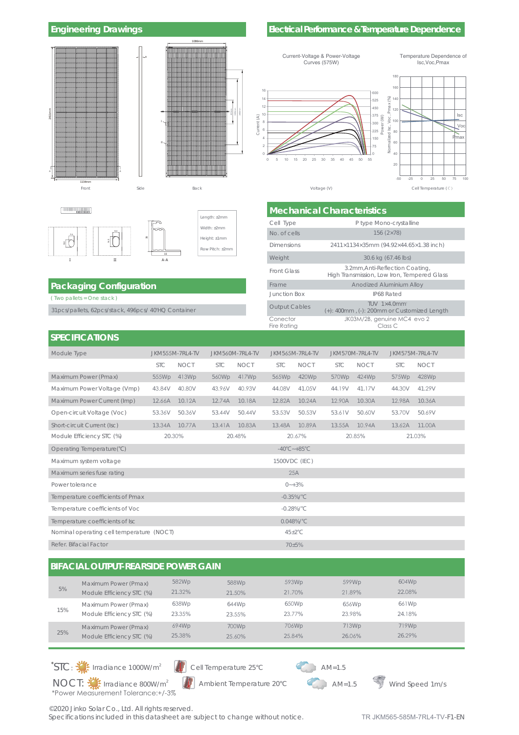## Engineering Drawings

1086mm

2411mm

1134mm

Front

Side

Back

I

II

A-A

Length: ±2mm

Width: ±2mm

Height: ±1mm

Row Pitch: ±2mm

## Electrical Performance & Temperature Dependence

Current-Voltage & Power-Voltage Curves (575W)

Current (A)

Power (W)

Voltage (V)

Temperature Dependence of Isc,Voc,Pmax

Normalized Isc, Voc, Pmax (%)

Cell Temperature (℃)

Isc

Voc

Pmax

## Mechanical Characteristics

| | |
|---|---|
| Cell Type | P type Mono-crystalline |
| No. of cells | 156 (2×78) |
| Dimensions | 2411×1134×35mm (94.92×44.65×1.38 inch) |
| Weight | 30.6 kg (67.46 lbs) |
| Front Glass | 3.2mm,Anti-Reflection Coating, High Transmission, Low Iron, Tempered Glass |
| Frame | Anodized Aluminium Alloy |
| Junction Box | IP68 Rated |
| Output Cables | TUV 1×4.0mm² (+): 400mm , (-): 200mm or Customized Length |
| Conector | JK03M/2B, genuine MC4 evo 2 |
| Fire Rating | Class C |

## Packaging Configuration

( Two pallets = One stack )

31pcs/pallets, 62pcs/stack, 496pcs/ 40'HQ Container

## SPECIFICATIONS

| Module Type | JKM555M-7RL4-TV | | JKM560M-7RL4-TV | | JKM565M-7RL4-TV | | JKM570M-7RL4-TV | | JKM575M-7RL4-TV | |
|---|---|---|---|---|---|---|---|---|---|---|
| | STC | NOCT | STC | NOCT | STC | NOCT | STC | NOCT | STC | NOCT |
| Maximum Power (Pmax) | 555Wp | 413Wp | 560Wp | 417Wp | 565Wp | 420Wp | 570Wp | 424Wp | 575Wp | 428Wp |
| Maximum Power Voltage (Vmp) | 43.84V | 40.80V | 43.96V | 40.93V | 44.08V | 41.05V | 44.19V | 41.17V | 44.30V | 41.29V |
| Maximum Power Current (Imp) | 12.66A | 10.12A | 12.74A | 10.18A | 12.82A | 10.24A | 12.90A | 10.30A | 12.98A | 10.36A |
| Open-circuit Voltage (Voc) | 53.36V | 50.36V | 53.44V | 50.44V | 53.53V | 50.53V | 53.61V | 50.60V | 53.70V | 50.69V |
| Short-circuit Current (Isc) | 13.34A | 10.77A | 13.41A | 10.83A | 13.48A | 10.89A | 13.55A | 10.94A | 13.62A | 11.00A |
| Module Efficiency STC (%) | 20.30% | | 20.48% | | 20.67% | | 20.85% | | 21.03% | |
| Operating Temperature(℃) | -40℃~+85℃ | | | | | | | | | |
| Maximum system voltage | 1500VDC (IEC) | | | | | | | | | |
| Maximum series fuse rating | 25A | | | | | | | | | |
| Power tolerance | 0~+3% | | | | | | | | | |
| Temperature coefficients of Pmax | -0.35%/℃ | | | | | | | | | |
| Temperature coefficients of Voc | -0.28%/℃ | | | | | | | | | |
| Temperature coefficients of Isc | 0.048%/℃ | | | | | | | | | |
| Nominal operating cell temperature (NOCT) | 45±2℃ | | | | | | | | | |
| Refer. Bifacial Factor | 70±5% | | | | | | | | | |

## BIFACIAL OUTPUT-REARSIDE POWER GAIN

| | | | | | | |
|---|---|---|---|---|---|---|
| 5% | Maximum Power (Pmax) | 582Wp | 588Wp | 593Wp | 599Wp | 604Wp |
| | Module Efficiency STC (%) | 21.32% | 21.50% | 21.70% | 21.89% | 22.08% |
| 15% | Maximum Power (Pmax) | 638Wp | 644Wp | 650Wp | 656Wp | 661Wp |
| | Module Efficiency STC (%) | 23.35% | 23.55% | 23.77% | 23.98% | 24.18% |
| 25% | Maximum Power (Pmax) | 694Wp | 700Wp | 706Wp | 713Wp | 719Wp |
| | Module Efficiency STC (%) | 25.38% | 25.60% | 25.84% | 26.06% | 26.29% |

*STC: Irradiance 1000W/m² Cell Temperature 25°C AM=1.5

NOCT: Irradiance 800W/m² Ambient Temperature 20°C AM=1.5 Wind Speed 1m/s

*Power Measurement Tolerance:+/-3%

©2020 Jinko Solar Co., Ltd. All rights reserved.

Specifications included in this datasheet are subject to change without notice.

TR JKM565-585M-7RL4-TV-F1-EN